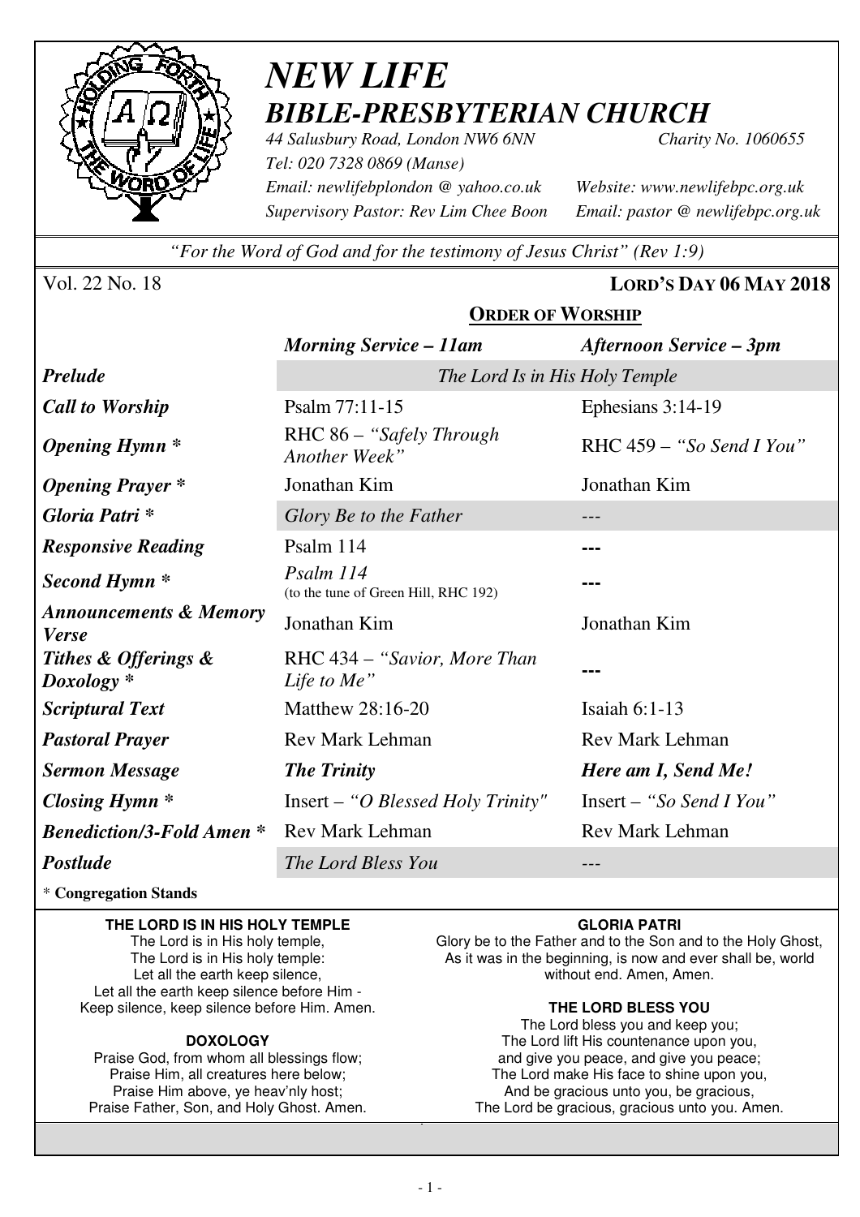# *NEW LIFE*
## *BIBLE-PRESBYTERIAN CHURCH*

*44 Salusbury Road, London NW6 6NN* *Charity No. 1060655*
*Tel: 020 7328 0869 (Manse)*
*Email: newlifebplondon @ yahoo.co.uk* *Website: www.newlifebpc.org.uk*
*Supervisory Pastor: Rev Lim Chee Boon* *Email: pastor @ newlifebpc.org.uk*

*"For the Word of God and for the testimony of Jesus Christ" (Rev 1:9)*

Vol. 22 No. 18 **LORD'S DAY 06 MAY 2018**

**ORDER OF WORSHIP**

| | *Morning Service – 11am* | *Afternoon Service – 3pm* |
|---|---|---|
| ***Prelude*** | *The Lord Is in His Holy Temple* | |
| ***Call to Worship*** | Psalm 77:11-15 | Ephesians 3:14-19 |
| ***Opening Hymn \**** | RHC 86 – *"Safely Through Another Week"* | RHC 459 – *"So Send I You"* |
| ***Opening Prayer \**** | Jonathan Kim | Jonathan Kim |
| ***Gloria Patri \**** | *Glory Be to the Father* | --- |
| ***Responsive Reading*** | Psalm 114 | --- |
| ***Second Hymn \**** | *Psalm 114* (to the tune of Green Hill, RHC 192) | --- |
| ***Announcements & Memory Verse*** | Jonathan Kim | Jonathan Kim |
| ***Tithes & Offerings & Doxology \**** | RHC 434 – *"Savior, More Than Life to Me"* | --- |
| ***Scriptural Text*** | Matthew 28:16-20 | Isaiah 6:1-13 |
| ***Pastoral Prayer*** | Rev Mark Lehman | Rev Mark Lehman |
| ***Sermon Message*** | ***The Trinity*** | ***Here am I, Send Me!*** |
| ***Closing Hymn \**** | Insert – *"O Blessed Holy Trinity"* | Insert – *"So Send I You"* |
| ***Benediction/3-Fold Amen \**** | Rev Mark Lehman | Rev Mark Lehman |
| ***Postlude*** | *The Lord Bless You* | --- |

\* **Congregation Stands**

**THE LORD IS IN HIS HOLY TEMPLE**
The Lord is in His holy temple,
The Lord is in His holy temple:
Let all the earth keep silence,
Let all the earth keep silence before Him -
Keep silence, keep silence before Him. Amen.

**DOXOLOGY**
Praise God, from whom all blessings flow;
Praise Him, all creatures here below;
Praise Him above, ye heav'nly host;
Praise Father, Son, and Holy Ghost. Amen.

**GLORIA PATRI**
Glory be to the Father and to the Son and to the Holy Ghost,
As it was in the beginning, is now and ever shall be, world without end. Amen, Amen.

**THE LORD BLESS YOU**
The Lord bless you and keep you;
The Lord lift His countenance upon you,
and give you peace, and give you peace;
The Lord make His face to shine upon you,
And be gracious unto you, be gracious,
The Lord be gracious, gracious unto you. Amen.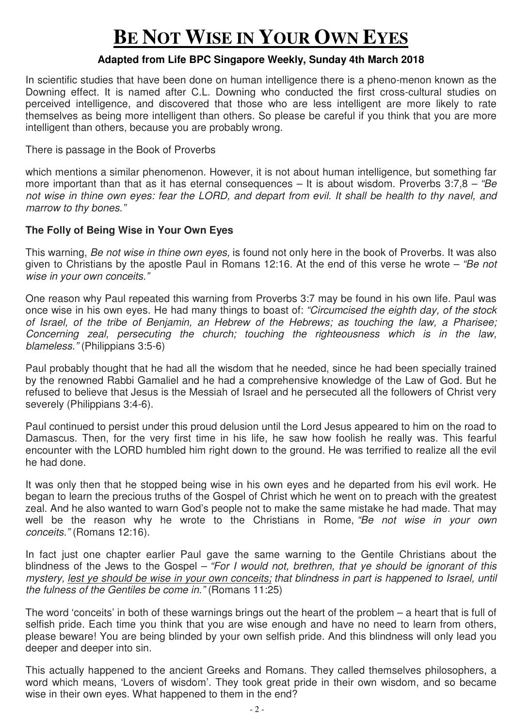# BE NOT WISE IN YOUR OWN EYES

**Adapted from Life BPC Singapore Weekly, Sunday 4th March 2018**

In scientific studies that have been done on human intelligence there is a pheno-menon known as the Downing effect. It is named after C.L. Downing who conducted the first cross-cultural studies on perceived intelligence, and discovered that those who are less intelligent are more likely to rate themselves as being more intelligent than others. So please be careful if you think that you are more intelligent than others, because you are probably wrong.

There is passage in the Book of Proverbs

which mentions a similar phenomenon. However, it is not about human intelligence, but something far more important than that as it has eternal consequences – It is about wisdom. Proverbs 3:7,8 – *"Be not wise in thine own eyes: fear the LORD, and depart from evil. It shall be health to thy navel, and marrow to thy bones."*

**The Folly of Being Wise in Your Own Eyes**

This warning, *Be not wise in thine own eyes,* is found not only here in the book of Proverbs. It was also given to Christians by the apostle Paul in Romans 12:16. At the end of this verse he wrote – *"Be not wise in your own conceits."*

One reason why Paul repeated this warning from Proverbs 3:7 may be found in his own life. Paul was once wise in his own eyes. He had many things to boast of: *"Circumcised the eighth day, of the stock of Israel, of the tribe of Benjamin, an Hebrew of the Hebrews; as touching the law, a Pharisee; Concerning zeal, persecuting the church; touching the righteousness which is in the law, blameless."* (Philippians 3:5-6)

Paul probably thought that he had all the wisdom that he needed, since he had been specially trained by the renowned Rabbi Gamaliel and he had a comprehensive knowledge of the Law of God. But he refused to believe that Jesus is the Messiah of Israel and he persecuted all the followers of Christ very severely (Philippians 3:4-6).

Paul continued to persist under this proud delusion until the Lord Jesus appeared to him on the road to Damascus. Then, for the very first time in his life, he saw how foolish he really was. This fearful encounter with the LORD humbled him right down to the ground. He was terrified to realize all the evil he had done.

It was only then that he stopped being wise in his own eyes and he departed from his evil work. He began to learn the precious truths of the Gospel of Christ which he went on to preach with the greatest zeal. And he also wanted to warn God's people not to make the same mistake he had made. That may well be the reason why he wrote to the Christians in Rome, *"Be not wise in your own conceits."* (Romans 12:16).

In fact just one chapter earlier Paul gave the same warning to the Gentile Christians about the blindness of the Jews to the Gospel – *"For I would not, brethren, that ye should be ignorant of this mystery, <u>lest ye should be wise in your own conceits;</u> that blindness in part is happened to Israel, until the fulness of the Gentiles be come in."* (Romans 11:25)

The word 'conceits' in both of these warnings brings out the heart of the problem – a heart that is full of selfish pride. Each time you think that you are wise enough and have no need to learn from others, please beware! You are being blinded by your own selfish pride. And this blindness will only lead you deeper and deeper into sin.

This actually happened to the ancient Greeks and Romans. They called themselves philosophers, a word which means, 'Lovers of wisdom'. They took great pride in their own wisdom, and so became wise in their own eyes. What happened to them in the end?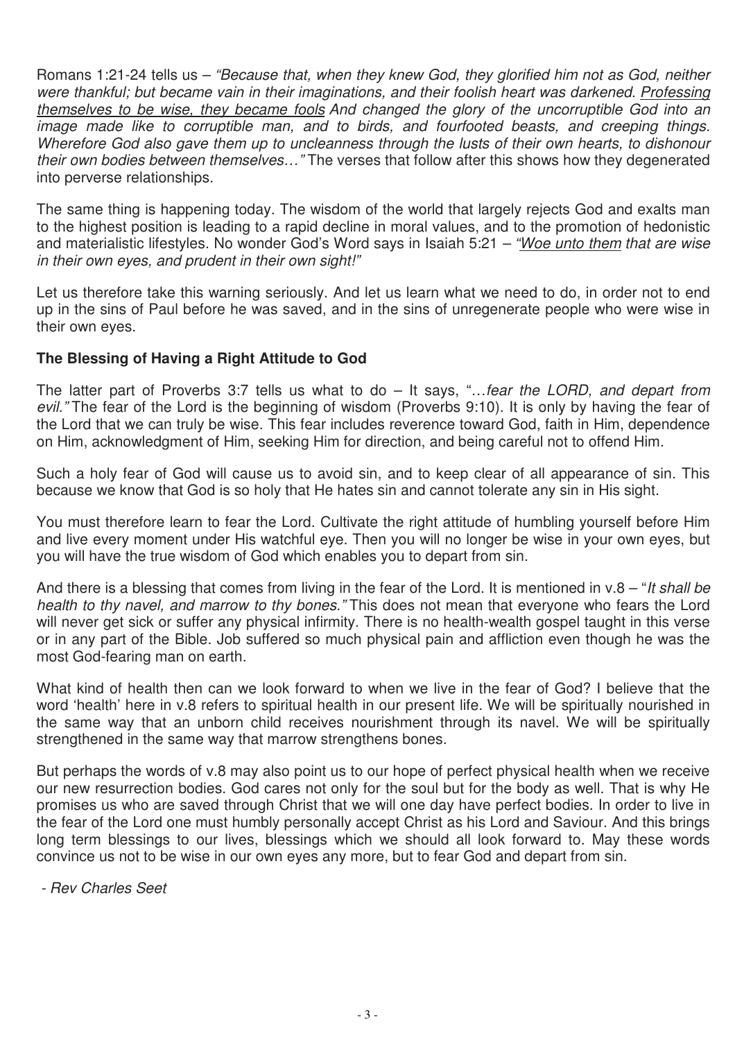Romans 1:21-24 tells us – *"Because that, when they knew God, they glorified him not as God, neither were thankful; but became vain in their imaginations, and their foolish heart was darkened. <u>Professing themselves to be wise, they became fools</u> And changed the glory of the uncorruptible God into an image made like to corruptible man, and to birds, and fourfooted beasts, and creeping things. Wherefore God also gave them up to uncleanness through the lusts of their own hearts, to dishonour their own bodies between themselves…"* The verses that follow after this shows how they degenerated into perverse relationships.

The same thing is happening today. The wisdom of the world that largely rejects God and exalts man to the highest position is leading to a rapid decline in moral values, and to the promotion of hedonistic and materialistic lifestyles. No wonder God's Word says in Isaiah 5:21 – *"<u>Woe unto them</u> that are wise in their own eyes, and prudent in their own sight!"*

Let us therefore take this warning seriously. And let us learn what we need to do, in order not to end up in the sins of Paul before he was saved, and in the sins of unregenerate people who were wise in their own eyes.

**The Blessing of Having a Right Attitude to God**

The latter part of Proverbs 3:7 tells us what to do – It says, "…*fear the LORD, and depart from evil."* The fear of the Lord is the beginning of wisdom (Proverbs 9:10). It is only by having the fear of the Lord that we can truly be wise. This fear includes reverence toward God, faith in Him, dependence on Him, acknowledgment of Him, seeking Him for direction, and being careful not to offend Him.

Such a holy fear of God will cause us to avoid sin, and to keep clear of all appearance of sin. This because we know that God is so holy that He hates sin and cannot tolerate any sin in His sight.

You must therefore learn to fear the Lord. Cultivate the right attitude of humbling yourself before Him and live every moment under His watchful eye. Then you will no longer be wise in your own eyes, but you will have the true wisdom of God which enables you to depart from sin.

And there is a blessing that comes from living in the fear of the Lord. It is mentioned in v.8 – "*It shall be health to thy navel, and marrow to thy bones."* This does not mean that everyone who fears the Lord will never get sick or suffer any physical infirmity. There is no health-wealth gospel taught in this verse or in any part of the Bible. Job suffered so much physical pain and affliction even though he was the most God-fearing man on earth.

What kind of health then can we look forward to when we live in the fear of God? I believe that the word 'health' here in v.8 refers to spiritual health in our present life. We will be spiritually nourished in the same way that an unborn child receives nourishment through its navel. We will be spiritually strengthened in the same way that marrow strengthens bones.

But perhaps the words of v.8 may also point us to our hope of perfect physical health when we receive our new resurrection bodies. God cares not only for the soul but for the body as well. That is why He promises us who are saved through Christ that we will one day have perfect bodies. In order to live in the fear of the Lord one must humbly personally accept Christ as his Lord and Saviour. And this brings long term blessings to our lives, blessings which we should all look forward to. May these words convince us not to be wise in our own eyes any more, but to fear God and depart from sin.

*- Rev Charles Seet*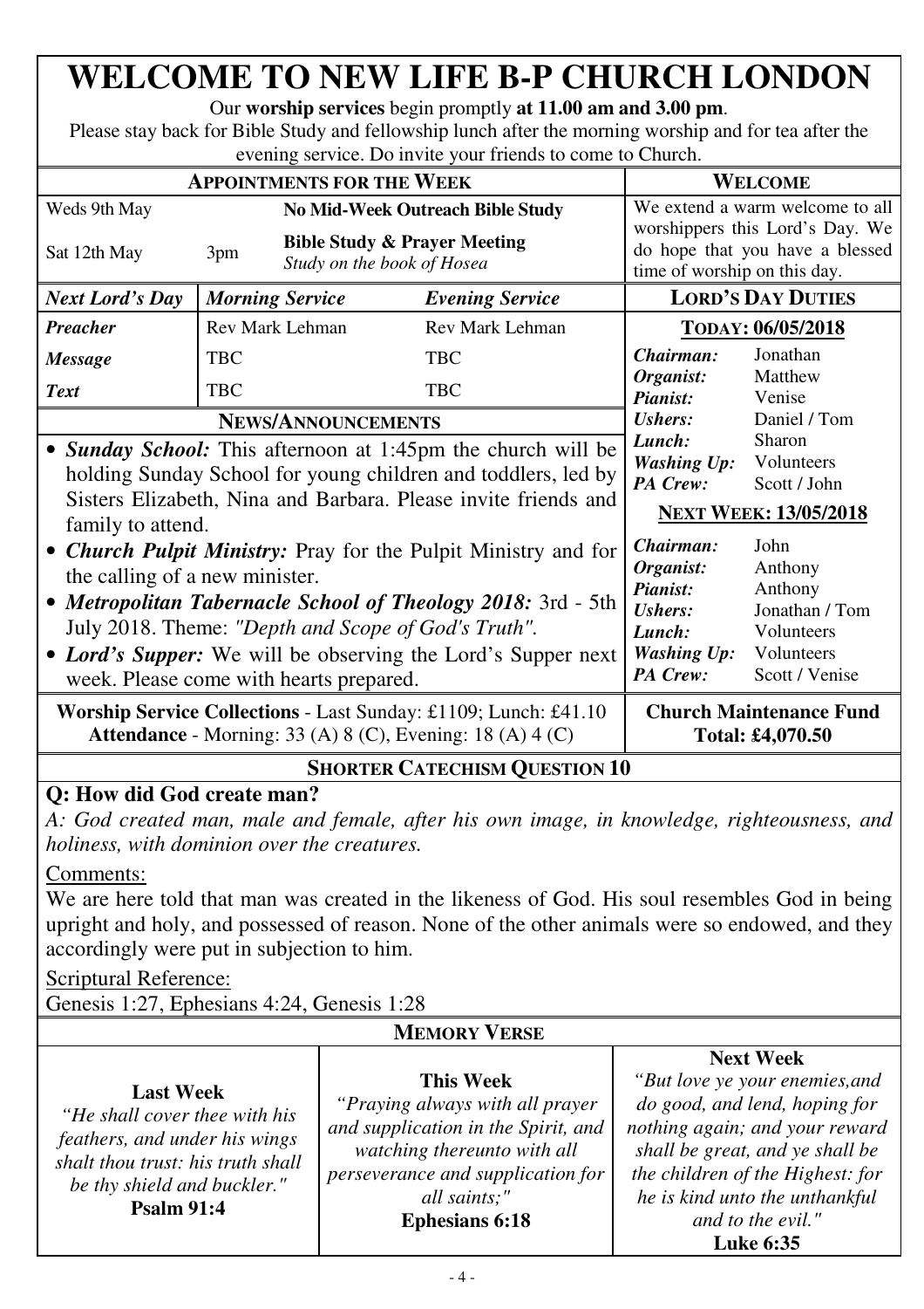# WELCOME TO NEW LIFE B-P CHURCH LONDON

Our **worship services** begin promptly **at 11.00 am and 3.00 pm**.
Please stay back for Bible Study and fellowship lunch after the morning worship and for tea after the evening service. Do invite your friends to come to Church.

## APPOINTMENTS FOR THE WEEK

| | | |
|---|---|---|
| Weds 9th May | | **No Mid-Week Outreach Bible Study** |
| Sat 12th May | 3pm | **Bible Study & Prayer Meeting** *Study on the book of Hosea* |

| *Next Lord's Day* | *Morning Service* | *Evening Service* |
|---|---|---|
| ***Preacher*** | Rev Mark Lehman | Rev Mark Lehman |
| ***Message*** | TBC | TBC |
| ***Text*** | TBC | TBC |

## NEWS/ANNOUNCEMENTS

- ***Sunday School:*** This afternoon at 1:45pm the church will be holding Sunday School for young children and toddlers, led by Sisters Elizabeth, Nina and Barbara. Please invite friends and family to attend.
- ***Church Pulpit Ministry:*** Pray for the Pulpit Ministry and for the calling of a new minister.
- ***Metropolitan Tabernacle School of Theology 2018:*** 3rd - 5th July 2018. Theme: *"Depth and Scope of God's Truth"*.
- ***Lord's Supper:*** We will be observing the Lord's Supper next week. Please come with hearts prepared.

**Worship Service Collections** - Last Sunday: £1109; Lunch: £41.10
**Attendance** - Morning: 33 (A) 8 (C), Evening: 18 (A) 4 (C)

## WELCOME

We extend a warm welcome to all worshippers this Lord's Day. We do hope that you have a blessed time of worship on this day.

## LORD'S DAY DUTIES

**TODAY: 06/05/2018**

| | |
|---|---|
| ***Chairman:*** | Jonathan |
| ***Organist:*** | Matthew |
| ***Pianist:*** | Venise |
| ***Ushers:*** | Daniel / Tom |
| ***Lunch:*** | Sharon |
| ***Washing Up:*** | Volunteers |
| ***PA Crew:*** | Scott / John |

**NEXT WEEK: 13/05/2018**

| | |
|---|---|
| ***Chairman:*** | John |
| ***Organist:*** | Anthony |
| ***Pianist:*** | Anthony |
| ***Ushers:*** | Jonathan / Tom |
| ***Lunch:*** | Volunteers |
| ***Washing Up:*** | Volunteers |
| ***PA Crew:*** | Scott / Venise |

**Church Maintenance Fund**
**Total: £4,070.50**

## SHORTER CATECHISM QUESTION 10

### Q: How did God create man?

*A: God created man, male and female, after his own image, in knowledge, righteousness, and holiness, with dominion over the creatures.*

Comments:

We are here told that man was created in the likeness of God. His soul resembles God in being upright and holy, and possessed of reason. None of the other animals were so endowed, and they accordingly were put in subjection to him.

Scriptural Reference:

Genesis 1:27, Ephesians 4:24, Genesis 1:28

## MEMORY VERSE

**Last Week**
*"He shall cover thee with his feathers, and under his wings shalt thou trust: his truth shall be thy shield and buckler."*
**Psalm 91:4**

**This Week**
*"Praying always with all prayer and supplication in the Spirit, and watching thereunto with all perseverance and supplication for all saints;"*
**Ephesians 6:18**

**Next Week**
*"But love ye your enemies,and do good, and lend, hoping for nothing again; and your reward shall be great, and ye shall be the children of the Highest: for he is kind unto the unthankful and to the evil."*
**Luke 6:35**